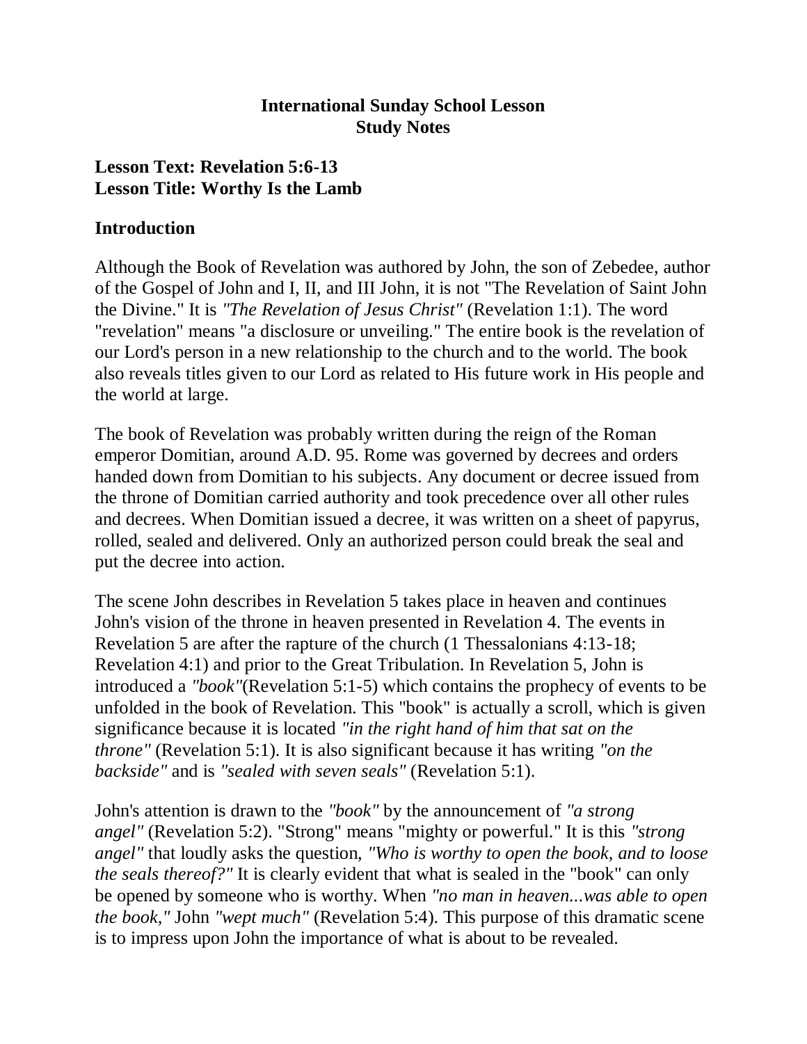**International Sunday School Lesson**
**Study Notes**

**Lesson Text: Revelation 5:6-13**
**Lesson Title: Worthy Is the Lamb**

## Introduction

Although the Book of Revelation was authored by John, the son of Zebedee, author of the Gospel of John and I, II, and III John, it is not "The Revelation of Saint John the Divine." It is *"The Revelation of Jesus Christ"* (Revelation 1:1). The word "revelation" means "a disclosure or unveiling." The entire book is the revelation of our Lord's person in a new relationship to the church and to the world. The book also reveals titles given to our Lord as related to His future work in His people and the world at large.

The book of Revelation was probably written during the reign of the Roman emperor Domitian, around A.D. 95. Rome was governed by decrees and orders handed down from Domitian to his subjects. Any document or decree issued from the throne of Domitian carried authority and took precedence over all other rules and decrees. When Domitian issued a decree, it was written on a sheet of papyrus, rolled, sealed and delivered. Only an authorized person could break the seal and put the decree into action.

The scene John describes in Revelation 5 takes place in heaven and continues John's vision of the throne in heaven presented in Revelation 4. The events in Revelation 5 are after the rapture of the church (1 Thessalonians 4:13-18; Revelation 4:1) and prior to the Great Tribulation. In Revelation 5, John is introduced a *"book"*(Revelation 5:1-5) which contains the prophecy of events to be unfolded in the book of Revelation. This "book" is actually a scroll, which is given significance because it is located *"in the right hand of him that sat on the throne"* (Revelation 5:1). It is also significant because it has writing *"on the backside"* and is *"sealed with seven seals"* (Revelation 5:1).

John's attention is drawn to the *"book"* by the announcement of *"a strong angel"* (Revelation 5:2). "Strong" means "mighty or powerful." It is this *"strong angel"* that loudly asks the question, *"Who is worthy to open the book, and to loose the seals thereof?"* It is clearly evident that what is sealed in the "book" can only be opened by someone who is worthy. When *"no man in heaven...was able to open the book,"* John *"wept much"* (Revelation 5:4). This purpose of this dramatic scene is to impress upon John the importance of what is about to be revealed.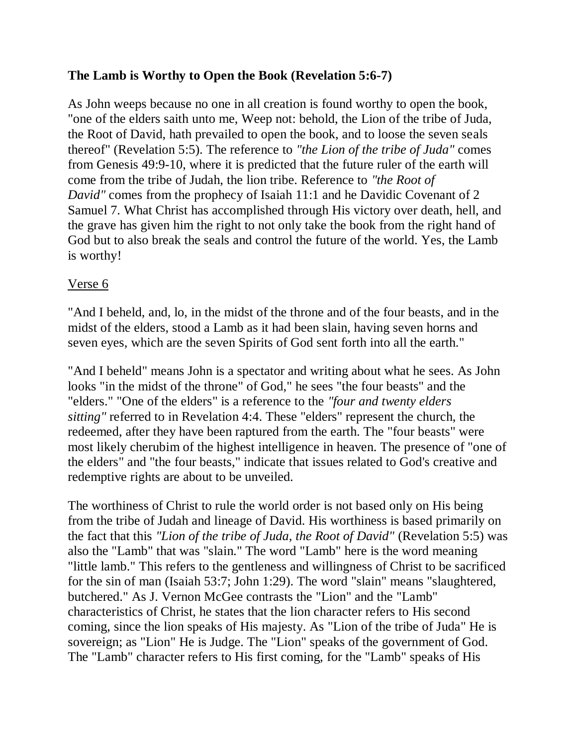**The Lamb is Worthy to Open the Book (Revelation 5:6-7)**

As John weeps because no one in all creation is found worthy to open the book, "one of the elders saith unto me, Weep not: behold, the Lion of the tribe of Juda, the Root of David, hath prevailed to open the book, and to loose the seven seals thereof" (Revelation 5:5). The reference to *"the Lion of the tribe of Juda"* comes from Genesis 49:9-10, where it is predicted that the future ruler of the earth will come from the tribe of Judah, the lion tribe. Reference to *"the Root of David"* comes from the prophecy of Isaiah 11:1 and he Davidic Covenant of 2 Samuel 7. What Christ has accomplished through His victory over death, hell, and the grave has given him the right to not only take the book from the right hand of God but to also break the seals and control the future of the world. Yes, the Lamb is worthy!

<u>Verse 6</u>

"And I beheld, and, lo, in the midst of the throne and of the four beasts, and in the midst of the elders, stood a Lamb as it had been slain, having seven horns and seven eyes, which are the seven Spirits of God sent forth into all the earth."

"And I beheld" means John is a spectator and writing about what he sees. As John looks "in the midst of the throne" of God," he sees "the four beasts" and the "elders." "One of the elders" is a reference to the *"four and twenty elders sitting"* referred to in Revelation 4:4. These "elders" represent the church, the redeemed, after they have been raptured from the earth. The "four beasts" were most likely cherubim of the highest intelligence in heaven. The presence of "one of the elders" and "the four beasts," indicate that issues related to God's creative and redemptive rights are about to be unveiled.

The worthiness of Christ to rule the world order is not based only on His being from the tribe of Judah and lineage of David. His worthiness is based primarily on the fact that this *"Lion of the tribe of Juda, the Root of David"* (Revelation 5:5) was also the "Lamb" that was "slain." The word "Lamb" here is the word meaning "little lamb." This refers to the gentleness and willingness of Christ to be sacrificed for the sin of man (Isaiah 53:7; John 1:29). The word "slain" means "slaughtered, butchered." As J. Vernon McGee contrasts the "Lion" and the "Lamb" characteristics of Christ, he states that the lion character refers to His second coming, since the lion speaks of His majesty. As "Lion of the tribe of Juda" He is sovereign; as "Lion" He is Judge. The "Lion" speaks of the government of God. The "Lamb" character refers to His first coming, for the "Lamb" speaks of His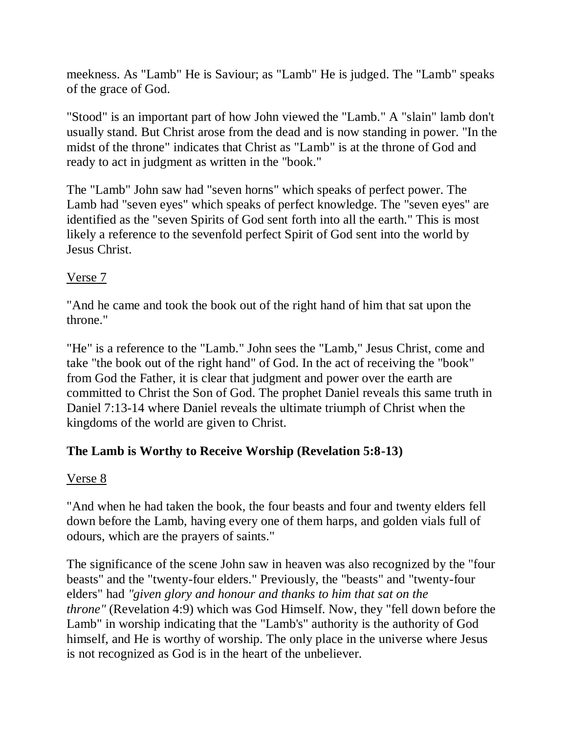meekness. As "Lamb" He is Saviour; as "Lamb" He is judged. The "Lamb" speaks of the grace of God.

"Stood" is an important part of how John viewed the "Lamb." A "slain" lamb don't usually stand. But Christ arose from the dead and is now standing in power. "In the midst of the throne" indicates that Christ as "Lamb" is at the throne of God and ready to act in judgment as written in the "book."

The "Lamb" John saw had "seven horns" which speaks of perfect power. The Lamb had "seven eyes" which speaks of perfect knowledge. The "seven eyes" are identified as the "seven Spirits of God sent forth into all the earth." This is most likely a reference to the sevenfold perfect Spirit of God sent into the world by Jesus Christ.

<u>Verse 7</u>

"And he came and took the book out of the right hand of him that sat upon the throne."

"He" is a reference to the "Lamb." John sees the "Lamb," Jesus Christ, come and take "the book out of the right hand" of God. In the act of receiving the "book" from God the Father, it is clear that judgment and power over the earth are committed to Christ the Son of God. The prophet Daniel reveals this same truth in Daniel 7:13-14 where Daniel reveals the ultimate triumph of Christ when the kingdoms of the world are given to Christ.

**The Lamb is Worthy to Receive Worship (Revelation 5:8-13)**

<u>Verse 8</u>

"And when he had taken the book, the four beasts and four and twenty elders fell down before the Lamb, having every one of them harps, and golden vials full of odours, which are the prayers of saints."

The significance of the scene John saw in heaven was also recognized by the "four beasts" and the "twenty-four elders." Previously, the "beasts" and "twenty-four elders" had *"given glory and honour and thanks to him that sat on the throne"* (Revelation 4:9) which was God Himself. Now, they "fell down before the Lamb" in worship indicating that the "Lamb's" authority is the authority of God himself, and He is worthy of worship. The only place in the universe where Jesus is not recognized as God is in the heart of the unbeliever.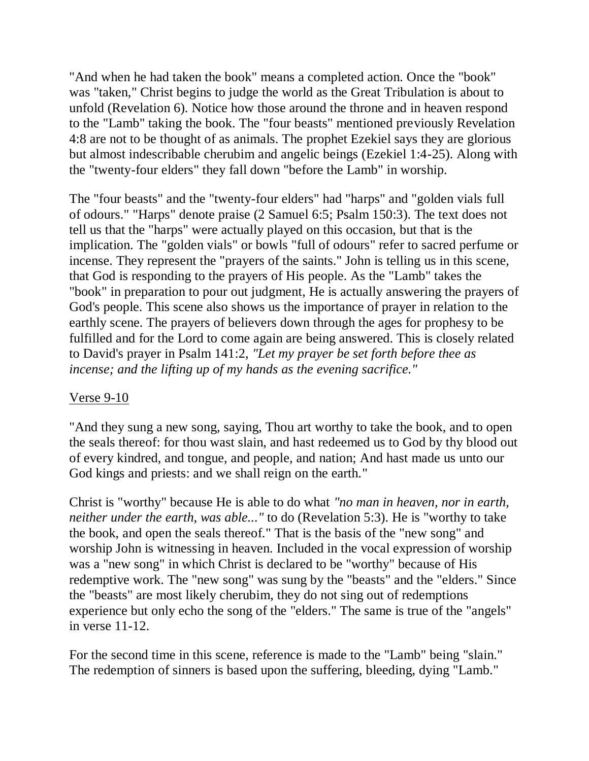"And when he had taken the book" means a completed action. Once the "book" was "taken," Christ begins to judge the world as the Great Tribulation is about to unfold (Revelation 6). Notice how those around the throne and in heaven respond to the "Lamb" taking the book. The "four beasts" mentioned previously Revelation 4:8 are not to be thought of as animals. The prophet Ezekiel says they are glorious but almost indescribable cherubim and angelic beings (Ezekiel 1:4-25). Along with the "twenty-four elders" they fall down "before the Lamb" in worship.

The "four beasts" and the "twenty-four elders" had "harps" and "golden vials full of odours." "Harps" denote praise (2 Samuel 6:5; Psalm 150:3). The text does not tell us that the "harps" were actually played on this occasion, but that is the implication. The "golden vials" or bowls "full of odours" refer to sacred perfume or incense. They represent the "prayers of the saints." John is telling us in this scene, that God is responding to the prayers of His people. As the "Lamb" takes the "book" in preparation to pour out judgment, He is actually answering the prayers of God's people. This scene also shows us the importance of prayer in relation to the earthly scene. The prayers of believers down through the ages for prophesy to be fulfilled and for the Lord to come again are being answered. This is closely related to David's prayer in Psalm 141:2, *"Let my prayer be set forth before thee as incense; and the lifting up of my hands as the evening sacrifice."*

<u>Verse 9-10</u>

"And they sung a new song, saying, Thou art worthy to take the book, and to open the seals thereof: for thou wast slain, and hast redeemed us to God by thy blood out of every kindred, and tongue, and people, and nation; And hast made us unto our God kings and priests: and we shall reign on the earth."

Christ is "worthy" because He is able to do what *"no man in heaven, nor in earth, neither under the earth, was able..."* to do (Revelation 5:3). He is "worthy to take the book, and open the seals thereof." That is the basis of the "new song" and worship John is witnessing in heaven. Included in the vocal expression of worship was a "new song" in which Christ is declared to be "worthy" because of His redemptive work. The "new song" was sung by the "beasts" and the "elders." Since the "beasts" are most likely cherubim, they do not sing out of redemptions experience but only echo the song of the "elders." The same is true of the "angels" in verse 11-12.

For the second time in this scene, reference is made to the "Lamb" being "slain." The redemption of sinners is based upon the suffering, bleeding, dying "Lamb."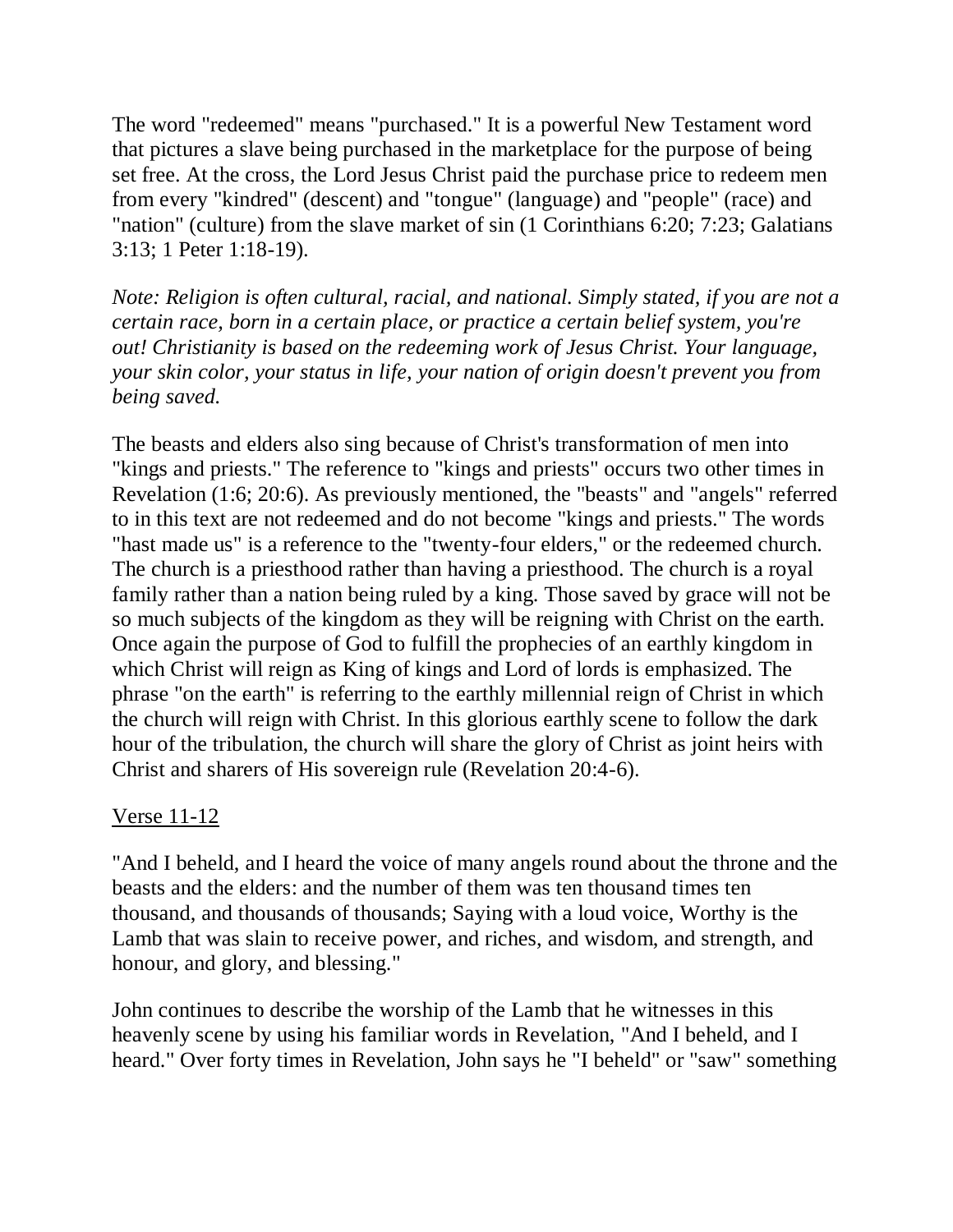The word "redeemed" means "purchased." It is a powerful New Testament word that pictures a slave being purchased in the marketplace for the purpose of being set free. At the cross, the Lord Jesus Christ paid the purchase price to redeem men from every "kindred" (descent) and "tongue" (language) and "people" (race) and "nation" (culture) from the slave market of sin (1 Corinthians 6:20; 7:23; Galatians 3:13; 1 Peter 1:18-19).

*Note: Religion is often cultural, racial, and national. Simply stated, if you are not a certain race, born in a certain place, or practice a certain belief system, you're out! Christianity is based on the redeeming work of Jesus Christ. Your language, your skin color, your status in life, your nation of origin doesn't prevent you from being saved.*

The beasts and elders also sing because of Christ's transformation of men into "kings and priests." The reference to "kings and priests" occurs two other times in Revelation (1:6; 20:6). As previously mentioned, the "beasts" and "angels" referred to in this text are not redeemed and do not become "kings and priests." The words "hast made us" is a reference to the "twenty-four elders," or the redeemed church. The church is a priesthood rather than having a priesthood. The church is a royal family rather than a nation being ruled by a king. Those saved by grace will not be so much subjects of the kingdom as they will be reigning with Christ on the earth. Once again the purpose of God to fulfill the prophecies of an earthly kingdom in which Christ will reign as King of kings and Lord of lords is emphasized. The phrase "on the earth" is referring to the earthly millennial reign of Christ in which the church will reign with Christ. In this glorious earthly scene to follow the dark hour of the tribulation, the church will share the glory of Christ as joint heirs with Christ and sharers of His sovereign rule (Revelation 20:4-6).

<u>Verse 11-12</u>

"And I beheld, and I heard the voice of many angels round about the throne and the beasts and the elders: and the number of them was ten thousand times ten thousand, and thousands of thousands; Saying with a loud voice, Worthy is the Lamb that was slain to receive power, and riches, and wisdom, and strength, and honour, and glory, and blessing."

John continues to describe the worship of the Lamb that he witnesses in this heavenly scene by using his familiar words in Revelation, "And I beheld, and I heard." Over forty times in Revelation, John says he "I beheld" or "saw" something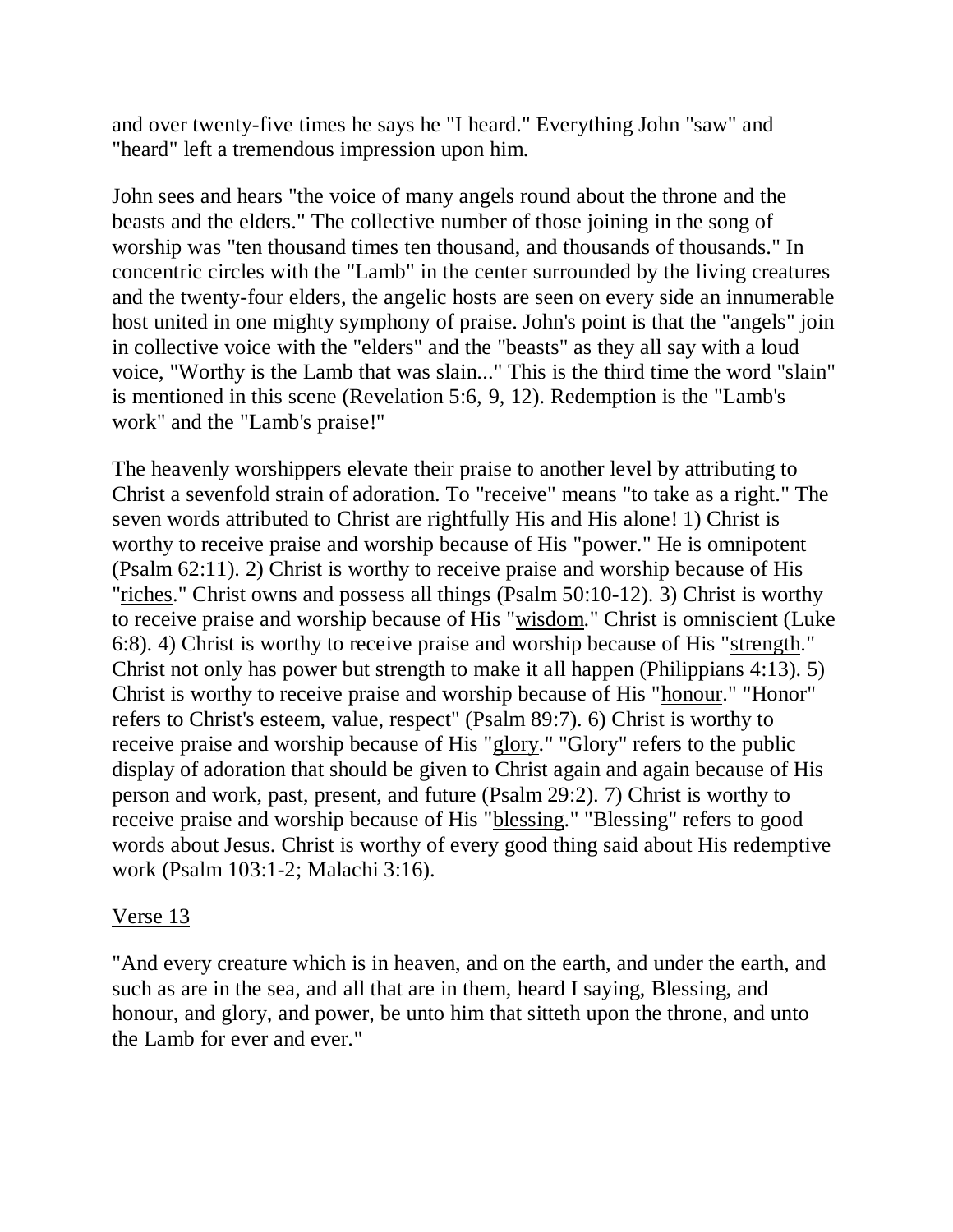and over twenty-five times he says he "I heard." Everything John "saw" and "heard" left a tremendous impression upon him.

John sees and hears "the voice of many angels round about the throne and the beasts and the elders." The collective number of those joining in the song of worship was "ten thousand times ten thousand, and thousands of thousands." In concentric circles with the "Lamb" in the center surrounded by the living creatures and the twenty-four elders, the angelic hosts are seen on every side an innumerable host united in one mighty symphony of praise. John's point is that the "angels" join in collective voice with the "elders" and the "beasts" as they all say with a loud voice, "Worthy is the Lamb that was slain..." This is the third time the word "slain" is mentioned in this scene (Revelation 5:6, 9, 12). Redemption is the "Lamb's work" and the "Lamb's praise!"

The heavenly worshippers elevate their praise to another level by attributing to Christ a sevenfold strain of adoration. To "receive" means "to take as a right." The seven words attributed to Christ are rightfully His and His alone! 1) Christ is worthy to receive praise and worship because of His "power." He is omnipotent (Psalm 62:11). 2) Christ is worthy to receive praise and worship because of His "riches." Christ owns and possess all things (Psalm 50:10-12). 3) Christ is worthy to receive praise and worship because of His "wisdom." Christ is omniscient (Luke 6:8). 4) Christ is worthy to receive praise and worship because of His "strength." Christ not only has power but strength to make it all happen (Philippians 4:13). 5) Christ is worthy to receive praise and worship because of His "honour." "Honor" refers to Christ's esteem, value, respect" (Psalm 89:7). 6) Christ is worthy to receive praise and worship because of His "glory." "Glory" refers to the public display of adoration that should be given to Christ again and again because of His person and work, past, present, and future (Psalm 29:2). 7) Christ is worthy to receive praise and worship because of His "blessing." "Blessing" refers to good words about Jesus. Christ is worthy of every good thing said about His redemptive work (Psalm 103:1-2; Malachi 3:16).

Verse 13

"And every creature which is in heaven, and on the earth, and under the earth, and such as are in the sea, and all that are in them, heard I saying, Blessing, and honour, and glory, and power, be unto him that sitteth upon the throne, and unto the Lamb for ever and ever."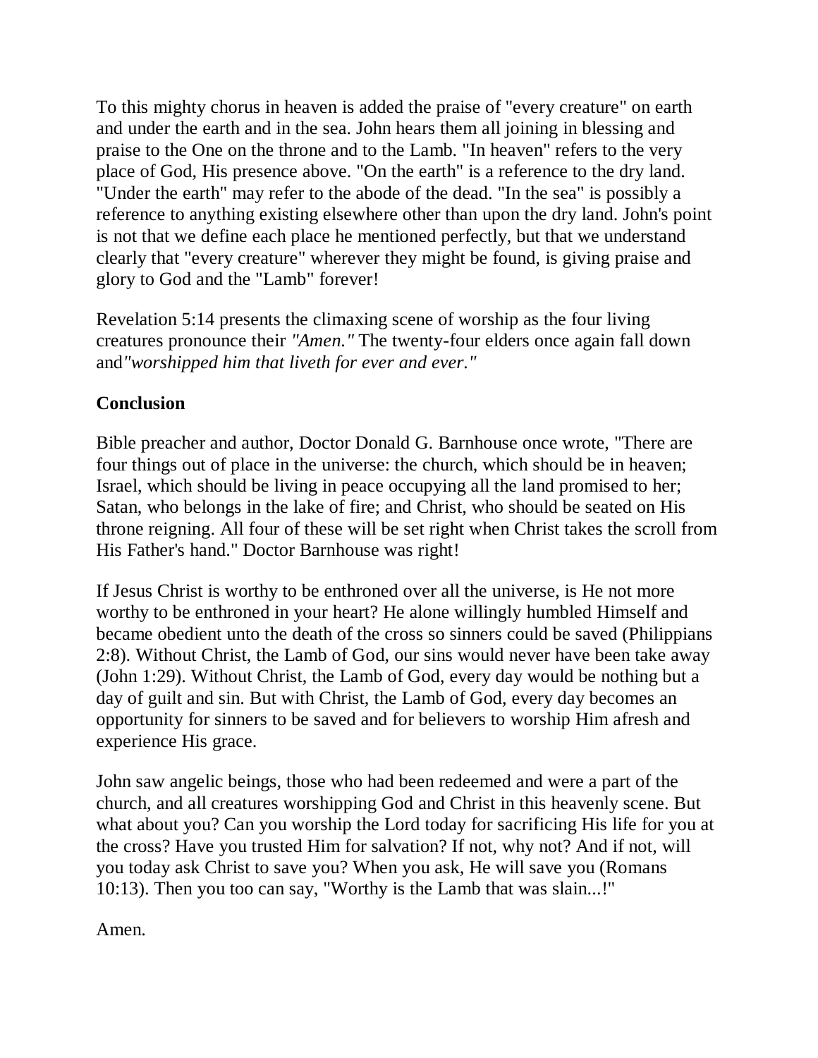To this mighty chorus in heaven is added the praise of "every creature" on earth and under the earth and in the sea. John hears them all joining in blessing and praise to the One on the throne and to the Lamb. "In heaven" refers to the very place of God, His presence above. "On the earth" is a reference to the dry land. "Under the earth" may refer to the abode of the dead. "In the sea" is possibly a reference to anything existing elsewhere other than upon the dry land. John's point is not that we define each place he mentioned perfectly, but that we understand clearly that "every creature" wherever they might be found, is giving praise and glory to God and the "Lamb" forever!

Revelation 5:14 presents the climaxing scene of worship as the four living creatures pronounce their *"Amen."* The twenty-four elders once again fall down and*"worshipped him that liveth for ever and ever."*

**Conclusion**

Bible preacher and author, Doctor Donald G. Barnhouse once wrote, "There are four things out of place in the universe: the church, which should be in heaven; Israel, which should be living in peace occupying all the land promised to her; Satan, who belongs in the lake of fire; and Christ, who should be seated on His throne reigning. All four of these will be set right when Christ takes the scroll from His Father's hand." Doctor Barnhouse was right!

If Jesus Christ is worthy to be enthroned over all the universe, is He not more worthy to be enthroned in your heart? He alone willingly humbled Himself and became obedient unto the death of the cross so sinners could be saved (Philippians 2:8). Without Christ, the Lamb of God, our sins would never have been take away (John 1:29). Without Christ, the Lamb of God, every day would be nothing but a day of guilt and sin. But with Christ, the Lamb of God, every day becomes an opportunity for sinners to be saved and for believers to worship Him afresh and experience His grace.

John saw angelic beings, those who had been redeemed and were a part of the church, and all creatures worshipping God and Christ in this heavenly scene. But what about you? Can you worship the Lord today for sacrificing His life for you at the cross? Have you trusted Him for salvation? If not, why not? And if not, will you today ask Christ to save you? When you ask, He will save you (Romans 10:13). Then you too can say, "Worthy is the Lamb that was slain...!"

Amen.